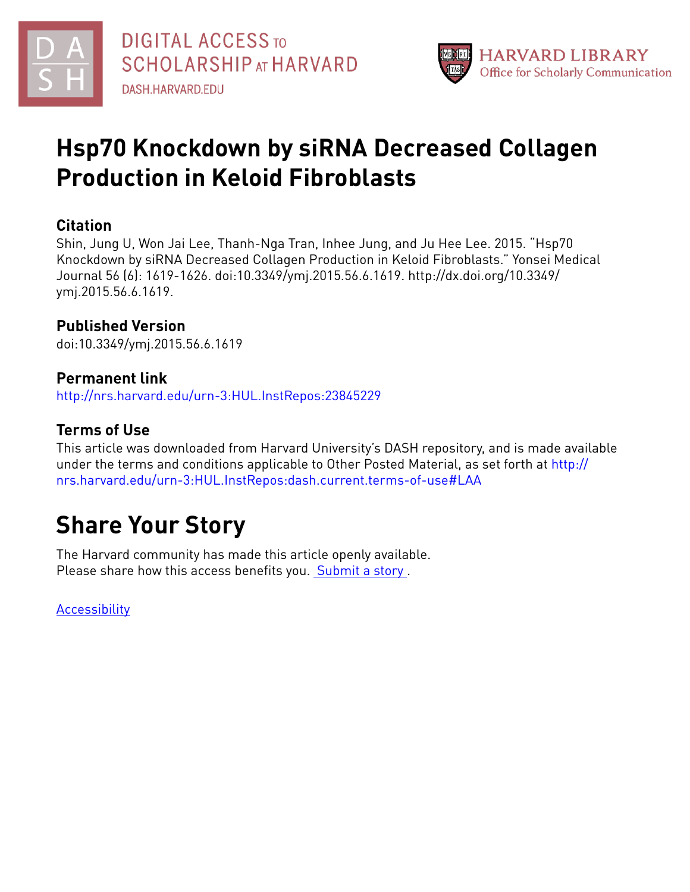# Hsp70 Knockdown by siRNA Decreased Collagen Production in Keloid Fibroblasts

## Citation

Shin, Jung U, Won Jai Lee, Thanh-Nga Tran, Inhee Jung, and Ju Hee Lee. 2015. "Hsp70 Knockdown by siRNA Decreased Collagen Production in Keloid Fibroblasts." Yonsei Medical Journal 56 (6): 1619-1626. doi:10.3349/ymj.2015.56.6.1619. http://dx.doi.org/10.3349/ymj.2015.56.6.1619.

## Published Version

doi:10.3349/ymj.2015.56.6.1619

## Permanent link

http://nrs.harvard.edu/urn-3:HUL.InstRepos:23845229

## Terms of Use

This article was downloaded from Harvard University's DASH repository, and is made available under the terms and conditions applicable to Other Posted Material, as set forth at http://nrs.harvard.edu/urn-3:HUL.InstRepos:dash.current.terms-of-use#LAA

# Share Your Story

The Harvard community has made this article openly available.
Please share how this access benefits you. Submit a story .

Accessibility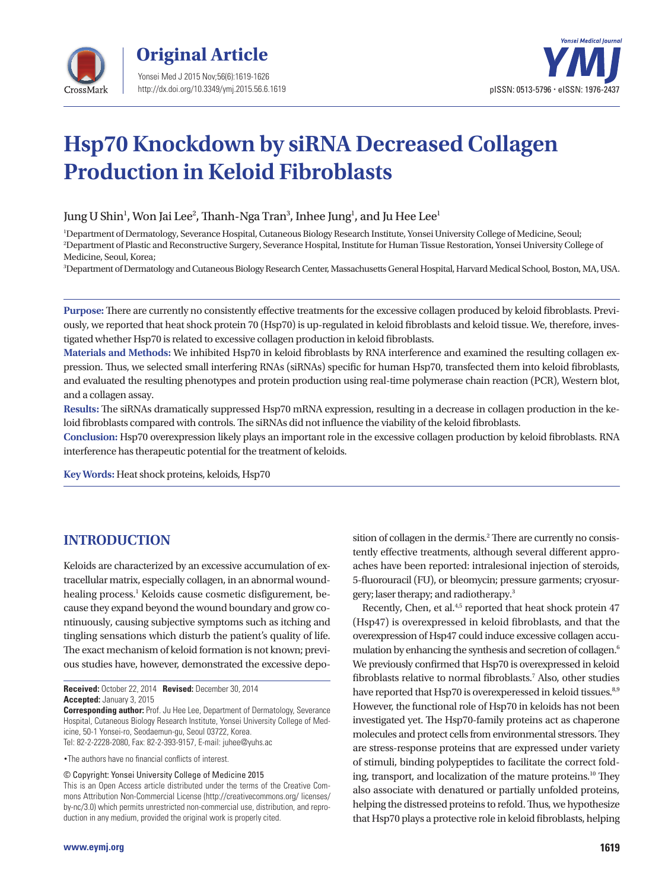# Hsp70 Knockdown by siRNA Decreased Collagen Production in Keloid Fibroblasts

Jung U Shin[1], Won Jai Lee[2], Thanh-Nga Tran[3], Inhee Jung[1], and Ju Hee Lee[1]

[1]Department of Dermatology, Severance Hospital, Cutaneous Biology Research Institute, Yonsei University College of Medicine, Seoul;
[2]Department of Plastic and Reconstructive Surgery, Severance Hospital, Institute for Human Tissue Restoration, Yonsei University College of Medicine, Seoul, Korea;
[3]Department of Dermatology and Cutaneous Biology Research Center, Massachusetts General Hospital, Harvard Medical School, Boston, MA, USA.

**Purpose:** There are currently no consistently effective treatments for the excessive collagen produced by keloid fibroblasts. Previously, we reported that heat shock protein 70 (Hsp70) is up-regulated in keloid fibroblasts and keloid tissue. We, therefore, investigated whether Hsp70 is related to excessive collagen production in keloid fibroblasts.
**Materials and Methods:** We inhibited Hsp70 in keloid fibroblasts by RNA interference and examined the resulting collagen expression. Thus, we selected small interfering RNAs (siRNAs) specific for human Hsp70, transfected them into keloid fibroblasts, and evaluated the resulting phenotypes and protein production using real-time polymerase chain reaction (PCR), Western blot, and a collagen assay.
**Results:** The siRNAs dramatically suppressed Hsp70 mRNA expression, resulting in a decrease in collagen production in the keloid fibroblasts compared with controls. The siRNAs did not influence the viability of the keloid fibroblasts.
**Conclusion:** Hsp70 overexpression likely plays an important role in the excessive collagen production by keloid fibroblasts. RNA interference has therapeutic potential for the treatment of keloids.

**Key Words:** Heat shock proteins, keloids, Hsp70

## INTRODUCTION

Keloids are characterized by an excessive accumulation of extracellular matrix, especially collagen, in an abnormal wound-healing process.[1] Keloids cause cosmetic disfigurement, because they expand beyond the wound boundary and grow continuously, causing subjective symptoms such as itching and tingling sensations which disturb the patient's quality of life. The exact mechanism of keloid formation is not known; previous studies have, however, demonstrated the excessive deposition of collagen in the dermis.[2] There are currently no consistently effective treatments, although several different approaches have been reported: intralesional injection of steroids, 5-fluorouracil (FU), or bleomycin; pressure garments; cryosurgery; laser therapy; and radiotherapy.[3]

Recently, Chen, et al.[4,5] reported that heat shock protein 47 (Hsp47) is overexpressed in keloid fibroblasts, and that the overexpression of Hsp47 could induce excessive collagen accumulation by enhancing the synthesis and secretion of collagen.[6] We previously confirmed that Hsp70 is overexpressed in keloid fibroblasts relative to normal fibroblasts.[7] Also, other studies have reported that Hsp70 is overexepressed in keloid tissues.[8,9] However, the functional role of Hsp70 in keloids has not been investigated yet. The Hsp70-family proteins act as chaperone molecules and protect cells from environmental stressors. They are stress-response proteins that are expressed under variety of stimuli, binding polypeptides to facilitate the correct folding, transport, and localization of the mature proteins.[10] They also associate with denatured or partially unfolded proteins, helping the distressed proteins to refold. Thus, we hypothesize that Hsp70 plays a protective role in keloid fibroblasts, helping

**Received:** October 22, 2014 **Revised:** December 30, 2014
**Accepted:** January 3, 2015
**Corresponding author:** Prof. Ju Hee Lee, Department of Dermatology, Severance Hospital, Cutaneous Biology Research Institute, Yonsei University College of Medicine, 50-1 Yonsei-ro, Seodaemun-gu, Seoul 03722, Korea.
Tel: 82-2-2228-2080, Fax: 82-2-393-9157, E-mail: juhee@yuhs.ac

•The authors have no financial conflicts of interest.

© Copyright: Yonsei University College of Medicine 2015
This is an Open Access article distributed under the terms of the Creative Commons Attribution Non-Commercial License (http://creativecommons.org/ licenses/ by-nc/3.0) which permits unrestricted non-commercial use, distribution, and reproduction in any medium, provided the original work is properly cited.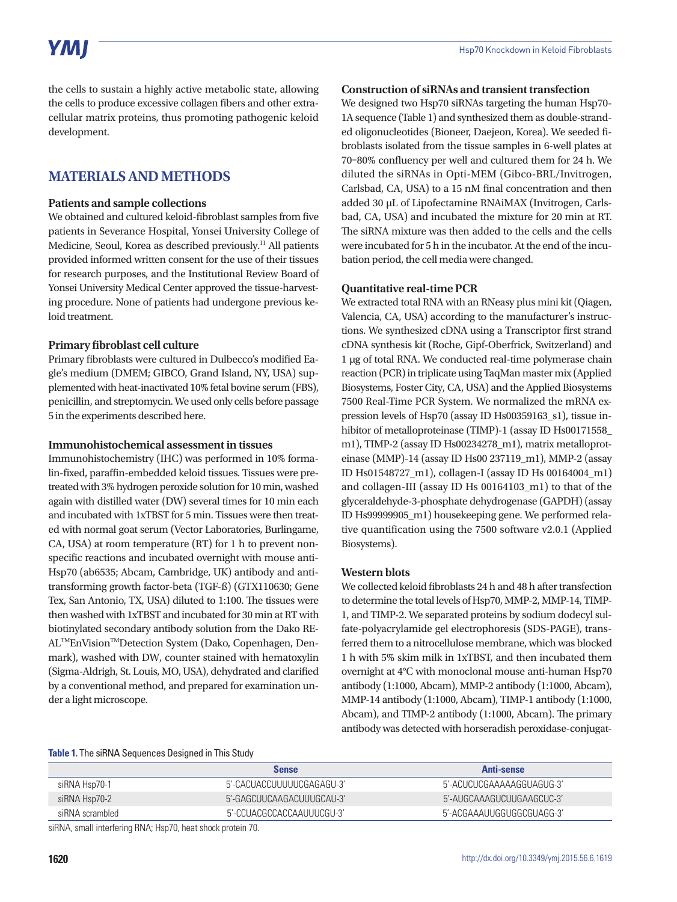the cells to sustain a highly active metabolic state, allowing the cells to produce excessive collagen fibers and other extracellular matrix proteins, thus promoting pathogenic keloid development.

## MATERIALS AND METHODS

### Patients and sample collections

We obtained and cultured keloid-fibroblast samples from five patients in Severance Hospital, Yonsei University College of Medicine, Seoul, Korea as described previously.[11] All patients provided informed written consent for the use of their tissues for research purposes, and the Institutional Review Board of Yonsei University Medical Center approved the tissue-harvesting procedure. None of patients had undergone previous keloid treatment.

### Primary fibroblast cell culture

Primary fibroblasts were cultured in Dulbecco's modified Eagle's medium (DMEM; GIBCO, Grand Island, NY, USA) supplemented with heat-inactivated 10% fetal bovine serum (FBS), penicillin, and streptomycin. We used only cells before passage 5 in the experiments described here.

### Immunohistochemical assessment in tissues

Immunohistochemistry (IHC) was performed in 10% formalin-fixed, paraffin-embedded keloid tissues. Tissues were pretreated with 3% hydrogen peroxide solution for 10 min, washed again with distilled water (DW) several times for 10 min each and incubated with 1xTBST for 5 min. Tissues were then treated with normal goat serum (Vector Laboratories, Burlingame, CA, USA) at room temperature (RT) for 1 h to prevent nonspecific reactions and incubated overnight with mouse anti-Hsp70 (ab6535; Abcam, Cambridge, UK) antibody and anti-transforming growth factor-beta (TGF-ß) (GTX110630; Gene Tex, San Antonio, TX, USA) diluted to 1:100. The tissues were then washed with 1xTBST and incubated for 30 min at RT with biotinylated secondary antibody solution from the Dako REAL™EnVision™Detection System (Dako, Copenhagen, Denmark), washed with DW, counter stained with hematoxylin (Sigma-Aldrigh, St. Louis, MO, USA), dehydrated and clarified by a conventional method, and prepared for examination under a light microscope.

### Construction of siRNAs and transient transfection

We designed two Hsp70 siRNAs targeting the human Hsp70-1A sequence (Table 1) and synthesized them as double-stranded oligonucleotides (Bioneer, Daejeon, Korea). We seeded fibroblasts isolated from the tissue samples in 6-well plates at 70–80% confluency per well and cultured them for 24 h. We diluted the siRNAs in Opti-MEM (Gibco-BRL/Invitrogen, Carlsbad, CA, USA) to a 15 nM final concentration and then added 30 μL of Lipofectamine RNAiMAX (Invitrogen, Carlsbad, CA, USA) and incubated the mixture for 20 min at RT. The siRNA mixture was then added to the cells and the cells were incubated for 5 h in the incubator. At the end of the incubation period, the cell media were changed.

### Quantitative real-time PCR

We extracted total RNA with an RNeasy plus mini kit (Qiagen, Valencia, CA, USA) according to the manufacturer's instructions. We synthesized cDNA using a Transcriptor first strand cDNA synthesis kit (Roche, Gipf-Oberfrick, Switzerland) and 1 μg of total RNA. We conducted real-time polymerase chain reaction (PCR) in triplicate using TaqMan master mix (Applied Biosystems, Foster City, CA, USA) and the Applied Biosystems 7500 Real-Time PCR System. We normalized the mRNA expression levels of Hsp70 (assay ID Hs00359163_s1), tissue inhibitor of metalloproteinase (TIMP)-1 (assay ID Hs00171558_m1), TIMP-2 (assay ID Hs00234278_m1), matrix metalloproteinase (MMP)-14 (assay ID Hs00 237119_m1), MMP-2 (assay ID Hs01548727_m1), collagen-I (assay ID Hs 00164004_m1) and collagen-III (assay ID Hs 00164103_m1) to that of the glyceraldehyde-3-phosphate dehydrogenase (GAPDH) (assay ID Hs99999905_m1) housekeeping gene. We performed relative quantification using the 7500 software v2.0.1 (Applied Biosystems).

### Western blots

We collected keloid fibroblasts 24 h and 48 h after transfection to determine the total levels of Hsp70, MMP-2, MMP-14, TIMP-1, and TIMP-2. We separated proteins by sodium dodecyl sulfate-polyacrylamide gel electrophoresis (SDS-PAGE), transferred them to a nitrocellulose membrane, which was blocked 1 h with 5% skim milk in 1xTBST, and then incubated them overnight at 4°C with monoclonal mouse anti-human Hsp70 antibody (1:1000, Abcam), MMP-2 antibody (1:1000, Abcam), MMP-14 antibody (1:1000, Abcam), TIMP-1 antibody (1:1000, Abcam), and TIMP-2 antibody (1:1000, Abcam). The primary antibody was detected with horseradish peroxidase-conjugat-

**Table 1.** The siRNA Sequences Designed in This Study

| | Sense | Anti-sense |
|---|---|---|
| siRNA Hsp70-1 | 5'-CACUACCUUUUUCGAGAGU-3' | 5'-ACUCUCGAAAAAGGUAGUG-3' |
| siRNA Hsp70-2 | 5'-GAGCUUCAAGACUUUGCAU-3' | 5'-AUGCAAAGUCUUGAAGCUC-3' |
| siRNA scrambled | 5'-CCUACGCCACCAAUUUCGU-3' | 5'-ACGAAAUUGGUGGCGUAGG-3' |

siRNA, small interfering RNA; Hsp70, heat shock protein 70.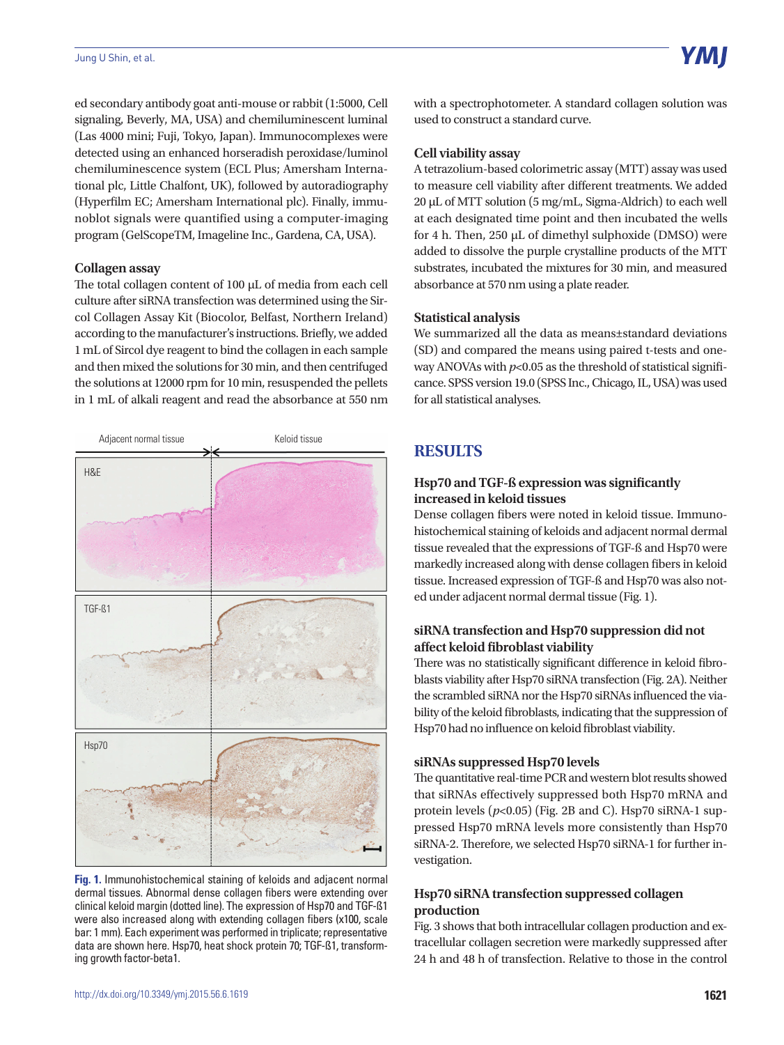ed secondary antibody goat anti-mouse or rabbit (1:5000, Cell signaling, Beverly, MA, USA) and chemiluminescent luminal (Las 4000 mini; Fuji, Tokyo, Japan). Immunocomplexes were detected using an enhanced horseradish peroxidase/luminol chemiluminescence system (ECL Plus; Amersham International plc, Little Chalfont, UK), followed by autoradiography (Hyperfilm EC; Amersham International plc). Finally, immunoblot signals were quantified using a computer-imaging program (GelScopeTM, Imageline Inc., Gardena, CA, USA).

### Collagen assay

The total collagen content of 100 μL of media from each cell culture after siRNA transfection was determined using the Sircol Collagen Assay Kit (Biocolor, Belfast, Northern Ireland) according to the manufacturer's instructions. Briefly, we added 1 mL of Sircol dye reagent to bind the collagen in each sample and then mixed the solutions for 30 min, and then centrifuged the solutions at 12000 rpm for 10 min, resuspended the pellets in 1 mL of alkali reagent and read the absorbance at 550 nm with a spectrophotometer. A standard collagen solution was used to construct a standard curve.

### Cell viability assay

A tetrazolium-based colorimetric assay (MTT) assay was used to measure cell viability after different treatments. We added 20 μL of MTT solution (5 mg/mL, Sigma-Aldrich) to each well at each designated time point and then incubated the wells for 4 h. Then, 250 μL of dimethyl sulphoxide (DMSO) were added to dissolve the purple crystalline products of the MTT substrates, incubated the mixtures for 30 min, and measured absorbance at 570 nm using a plate reader.

### Statistical analysis

We summarized all the data as means±standard deviations (SD) and compared the means using paired t-tests and one-way ANOVAs with $p<0.05$ as the threshold of statistical significance. SPSS version 19.0 (SPSS Inc., Chicago, IL, USA) was used for all statistical analyses.

**Fig. 1.** Immunohistochemical staining of keloids and adjacent normal dermal tissues. Abnormal dense collagen fibers were extending over clinical keloid margin (dotted line). The expression of Hsp70 and TGF-ß1 were also increased along with extending collagen fibers (x100, scale bar: 1 mm). Each experiment was performed in triplicate; representative data are shown here. Hsp70, heat shock protein 70; TGF-ß1, transforming growth factor-beta1.

## RESULTS

### Hsp70 and TGF-ß expression was significantly increased in keloid tissues

Dense collagen fibers were noted in keloid tissue. Immunohistochemical staining of keloids and adjacent normal dermal tissue revealed that the expressions of TGF-ß and Hsp70 were markedly increased along with dense collagen fibers in keloid tissue. Increased expression of TGF-ß and Hsp70 was also noted under adjacent normal dermal tissue (Fig. 1).

### siRNA transfection and Hsp70 suppression did not affect keloid fibroblast viability

There was no statistically significant difference in keloid fibroblasts viability after Hsp70 siRNA transfection (Fig. 2A). Neither the scrambled siRNA nor the Hsp70 siRNAs influenced the viability of the keloid fibroblasts, indicating that the suppression of Hsp70 had no influence on keloid fibroblast viability.

### siRNAs suppressed Hsp70 levels

The quantitative real-time PCR and western blot results showed that siRNAs effectively suppressed both Hsp70 mRNA and protein levels ($p<0.05$) (Fig. 2B and C). Hsp70 siRNA-1 suppressed Hsp70 mRNA levels more consistently than Hsp70 siRNA-2. Therefore, we selected Hsp70 siRNA-1 for further investigation.

### Hsp70 siRNA transfection suppressed collagen production

Fig. 3 shows that both intracellular collagen production and extracellular collagen secretion were markedly suppressed after 24 h and 48 h of transfection. Relative to those in the control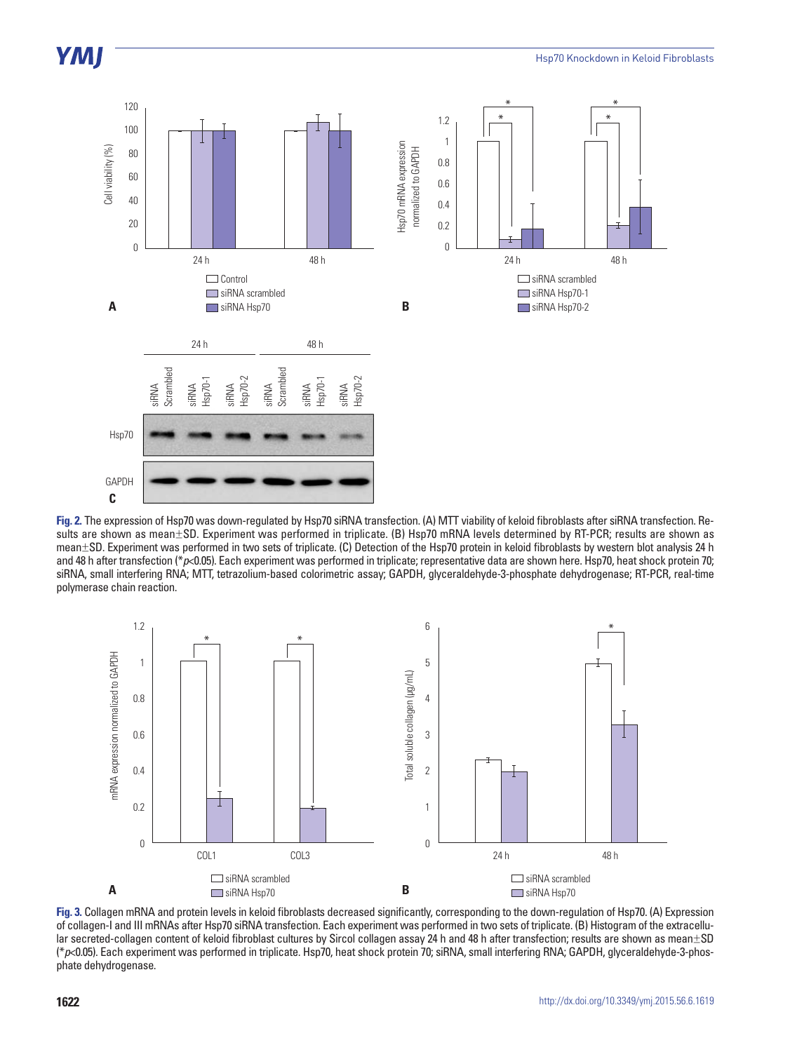**Fig. 2.** The expression of Hsp70 was down-regulated by Hsp70 siRNA transfection. (A) MTT viability of keloid fibroblasts after siRNA transfection. Results are shown as mean±SD. Experiment was performed in triplicate. (B) Hsp70 mRNA levels determined by RT-PCR; results are shown as mean±SD. Experiment was performed in two sets of triplicate. (C) Detection of the Hsp70 protein in keloid fibroblasts by western blot analysis 24 h and 48 h after transfection (*$p<0.05$). Each experiment was performed in triplicate; representative data are shown here. Hsp70, heat shock protein 70; siRNA, small interfering RNA; MTT, tetrazolium-based colorimetric assay; GAPDH, glyceraldehyde-3-phosphate dehydrogenase; RT-PCR, real-time polymerase chain reaction.

**Fig. 3.** Collagen mRNA and protein levels in keloid fibroblasts decreased significantly, corresponding to the down-regulation of Hsp70. (A) Expression of collagen-I and III mRNAs after Hsp70 siRNA transfection. Each experiment was performed in two sets of triplicate. (B) Histogram of the extracellular secreted-collagen content of keloid fibroblast cultures by Sircol collagen assay 24 h and 48 h after transfection; results are shown as mean±SD (*$p<0.05$). Each experiment was performed in triplicate. Hsp70, heat shock protein 70; siRNA, small interfering RNA; GAPDH, glyceraldehyde-3-phosphate dehydrogenase.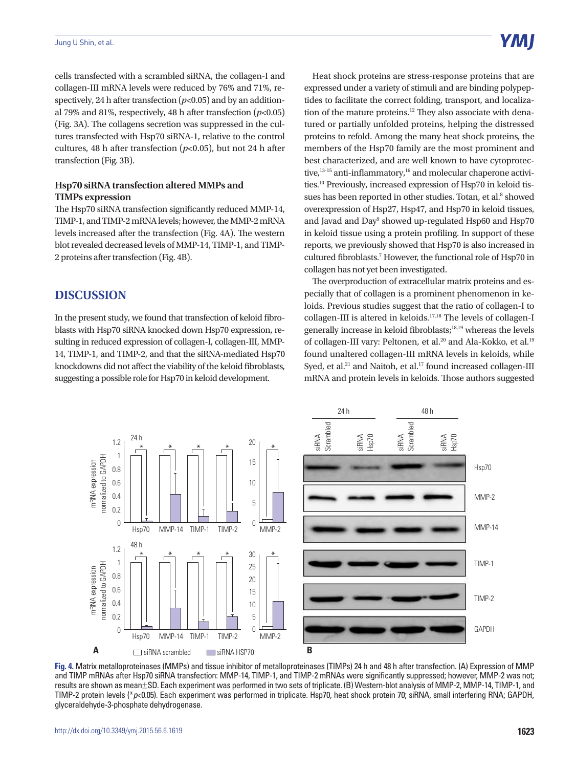cells transfected with a scrambled siRNA, the collagen-I and collagen-III mRNA levels were reduced by 76% and 71%, respectively, 24 h after transfection ($p<0.05$) and by an additional 79% and 81%, respectively, 48 h after transfection ($p<0.05$) (Fig. 3A). The collagens secretion was suppressed in the cultures transfected with Hsp70 siRNA-1, relative to the control cultures, 48 h after transfection ($p<0.05$), but not 24 h after transfection (Fig. 3B).

### Hsp70 siRNA transfection altered MMPs and TIMPs expression

The Hsp70 siRNA transfection significantly reduced MMP-14, TIMP-1, and TIMP-2 mRNA levels; however, the MMP-2 mRNA levels increased after the transfection (Fig. 4A). The western blot revealed decreased levels of MMP-14, TIMP-1, and TIMP-2 proteins after transfection (Fig. 4B).

## DISCUSSION

In the present study, we found that transfection of keloid fibroblasts with Hsp70 siRNA knocked down Hsp70 expression, resulting in reduced expression of collagen-I, collagen-III, MMP-14, TIMP-1, and TIMP-2, and that the siRNA-mediated Hsp70 knockdowns did not affect the viability of the keloid fibroblasts, suggesting a possible role for Hsp70 in keloid development.

Heat shock proteins are stress-response proteins that are expressed under a variety of stimuli and are binding polypeptides to facilitate the correct folding, transport, and localization of the mature proteins.[12] They also associate with denatured or partially unfolded proteins, helping the distressed proteins to refold. Among the many heat shock proteins, the members of the Hsp70 family are the most prominent and best characterized, and are well known to have cytoprotective,[13-15] anti-inflammatory,[16] and molecular chaperone activities.[10] Previously, increased expression of Hsp70 in keloid tissues has been reported in other studies. Totan, et al.[8] showed overexpression of Hsp27, Hsp47, and Hsp70 in keloid tissues, and Javad and Day[9] showed up-regulated Hsp60 and Hsp70 in keloid tissue using a protein profiling. In support of these reports, we previously showed that Hsp70 is also increased in cultured fibroblasts.[7] However, the functional role of Hsp70 in collagen has not yet been investigated.

The overproduction of extracellular matrix proteins and especially that of collagen is a prominent phenomenon in keloids. Previous studies suggest that the ratio of collagen-I to collagen-III is altered in keloids.[17,18] The levels of collagen-I generally increase in keloid fibroblasts;[18,19] whereas the levels of collagen-III vary: Peltonen, et al.[20] and Ala-Kokko, et al.[19] found unaltered collagen-III mRNA levels in keloids, while Syed, et al.[21] and Naitoh, et al.[17] found increased collagen-III mRNA and protein levels in keloids. Those authors suggested

**Fig. 4.** Matrix metalloproteinases (MMPs) and tissue inhibitor of metalloproteinases (TIMPs) 24 h and 48 h after transfection. (A) Expression of MMP and TIMP mRNAs after Hsp70 siRNA transfection: MMP-14, TIMP-1, and TIMP-2 mRNAs were significantly suppressed; however, MMP-2 was not; results are shown as mean±SD. Each experiment was performed in two sets of triplicate. (B) Western-blot analysis of MMP-2, MMP-14, TIMP-1, and TIMP-2 protein levels (*$p<0.05$). Each experiment was performed in triplicate. Hsp70, heat shock protein 70; siRNA, small interfering RNA; GAPDH, glyceraldehyde-3-phosphate dehydrogenase.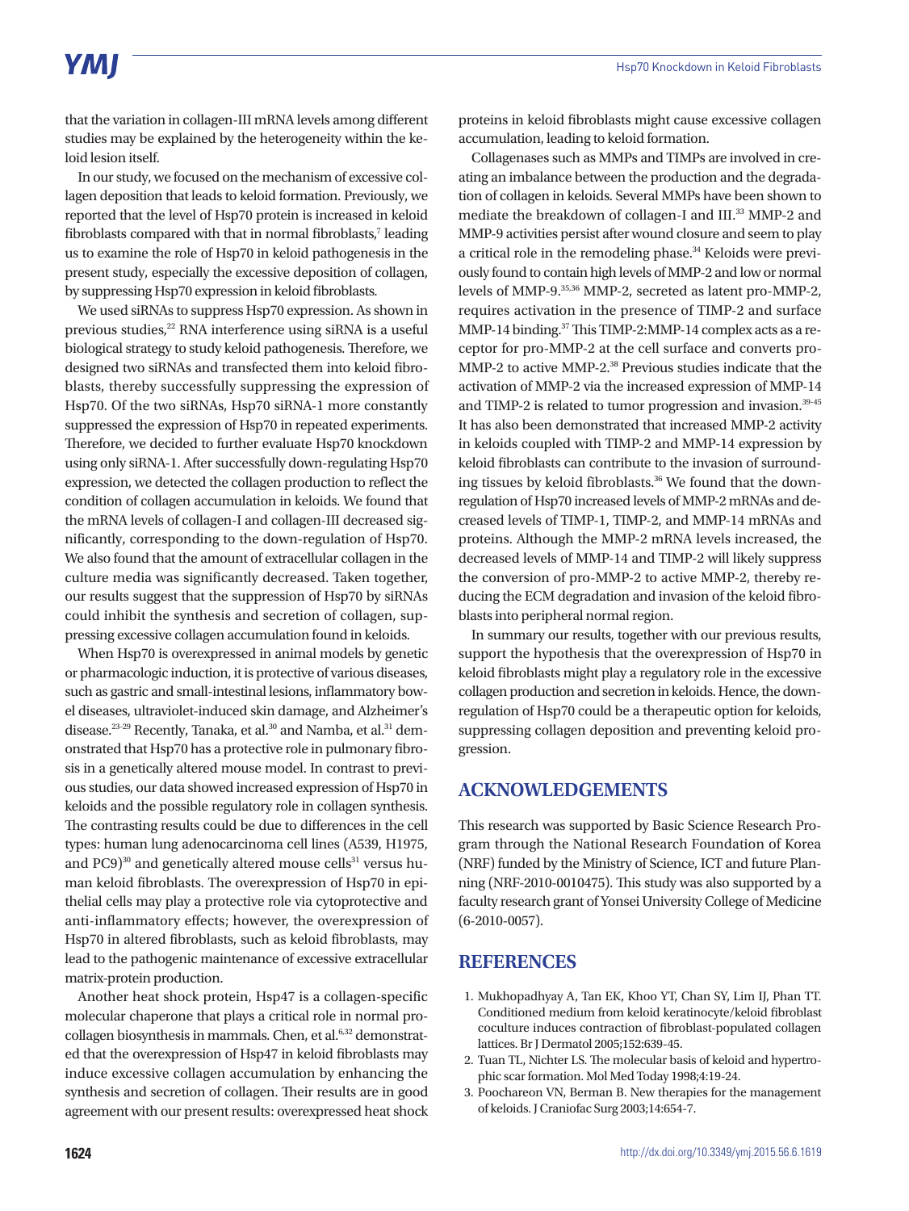that the variation in collagen-III mRNA levels among different studies may be explained by the heterogeneity within the keloid lesion itself.

In our study, we focused on the mechanism of excessive collagen deposition that leads to keloid formation. Previously, we reported that the level of Hsp70 protein is increased in keloid fibroblasts compared with that in normal fibroblasts,[7] leading us to examine the role of Hsp70 in keloid pathogenesis in the present study, especially the excessive deposition of collagen, by suppressing Hsp70 expression in keloid fibroblasts.

We used siRNAs to suppress Hsp70 expression. As shown in previous studies,[22] RNA interference using siRNA is a useful biological strategy to study keloid pathogenesis. Therefore, we designed two siRNAs and transfected them into keloid fibroblasts, thereby successfully suppressing the expression of Hsp70. Of the two siRNAs, Hsp70 siRNA-1 more constantly suppressed the expression of Hsp70 in repeated experiments. Therefore, we decided to further evaluate Hsp70 knockdown using only siRNA-1. After successfully down-regulating Hsp70 expression, we detected the collagen production to reflect the condition of collagen accumulation in keloids. We found that the mRNA levels of collagen-I and collagen-III decreased significantly, corresponding to the down-regulation of Hsp70. We also found that the amount of extracellular collagen in the culture media was significantly decreased. Taken together, our results suggest that the suppression of Hsp70 by siRNAs could inhibit the synthesis and secretion of collagen, suppressing excessive collagen accumulation found in keloids.

When Hsp70 is overexpressed in animal models by genetic or pharmacologic induction, it is protective of various diseases, such as gastric and small-intestinal lesions, inflammatory bowel diseases, ultraviolet-induced skin damage, and Alzheimer's disease.[23-29] Recently, Tanaka, et al.[30] and Namba, et al.[31] demonstrated that Hsp70 has a protective role in pulmonary fibrosis in a genetically altered mouse model. In contrast to previous studies, our data showed increased expression of Hsp70 in keloids and the possible regulatory role in collagen synthesis. The contrasting results could be due to differences in the cell types: human lung adenocarcinoma cell lines (A539, H1975, and PC9)[30] and genetically altered mouse cells[31] versus human keloid fibroblasts. The overexpression of Hsp70 in epithelial cells may play a protective role via cytoprotective and anti-inflammatory effects; however, the overexpression of Hsp70 in altered fibroblasts, such as keloid fibroblasts, may lead to the pathogenic maintenance of excessive extracellular matrix-protein production.

Another heat shock protein, Hsp47 is a collagen-specific molecular chaperone that plays a critical role in normal procollagen biosynthesis in mammals. Chen, et al.[6,32] demonstrated that the overexpression of Hsp47 in keloid fibroblasts may induce excessive collagen accumulation by enhancing the synthesis and secretion of collagen. Their results are in good agreement with our present results: overexpressed heat shock proteins in keloid fibroblasts might cause excessive collagen accumulation, leading to keloid formation.

Collagenases such as MMPs and TIMPs are involved in creating an imbalance between the production and the degradation of collagen in keloids. Several MMPs have been shown to mediate the breakdown of collagen-I and III.[33] MMP-2 and MMP-9 activities persist after wound closure and seem to play a critical role in the remodeling phase.[34] Keloids were previously found to contain high levels of MMP-2 and low or normal levels of MMP-9.[35,36] MMP-2, secreted as latent pro-MMP-2, requires activation in the presence of TIMP-2 and surface MMP-14 binding.[37] This TIMP-2:MMP-14 complex acts as a receptor for pro-MMP-2 at the cell surface and converts pro-MMP-2 to active MMP-2.[38] Previous studies indicate that the activation of MMP-2 via the increased expression of MMP-14 and TIMP-2 is related to tumor progression and invasion.[39-45] It has also been demonstrated that increased MMP-2 activity in keloids coupled with TIMP-2 and MMP-14 expression by keloid fibroblasts can contribute to the invasion of surrounding tissues by keloid fibroblasts.[36] We found that the down-regulation of Hsp70 increased levels of MMP-2 mRNAs and decreased levels of TIMP-1, TIMP-2, and MMP-14 mRNAs and proteins. Although the MMP-2 mRNA levels increased, the decreased levels of MMP-14 and TIMP-2 will likely suppress the conversion of pro-MMP-2 to active MMP-2, thereby reducing the ECM degradation and invasion of the keloid fibroblasts into peripheral normal region.

In summary our results, together with our previous results, support the hypothesis that the overexpression of Hsp70 in keloid fibroblasts might play a regulatory role in the excessive collagen production and secretion in keloids. Hence, the down-regulation of Hsp70 could be a therapeutic option for keloids, suppressing collagen deposition and preventing keloid progression.

## ACKNOWLEDGEMENTS

This research was supported by Basic Science Research Program through the National Research Foundation of Korea (NRF) funded by the Ministry of Science, ICT and future Planning (NRF-2010-0010475). This study was also supported by a faculty research grant of Yonsei University College of Medicine (6-2010-0057).

## REFERENCES

1. Mukhopadhyay A, Tan EK, Khoo YT, Chan SY, Lim IJ, Phan TT. Conditioned medium from keloid keratinocyte/keloid fibroblast coculture induces contraction of fibroblast-populated collagen lattices. Br J Dermatol 2005;152:639-45.
2. Tuan TL, Nichter LS. The molecular basis of keloid and hypertrophic scar formation. Mol Med Today 1998;4:19-24.
3. Poochareon VN, Berman B. New therapies for the management of keloids. J Craniofac Surg 2003;14:654-7.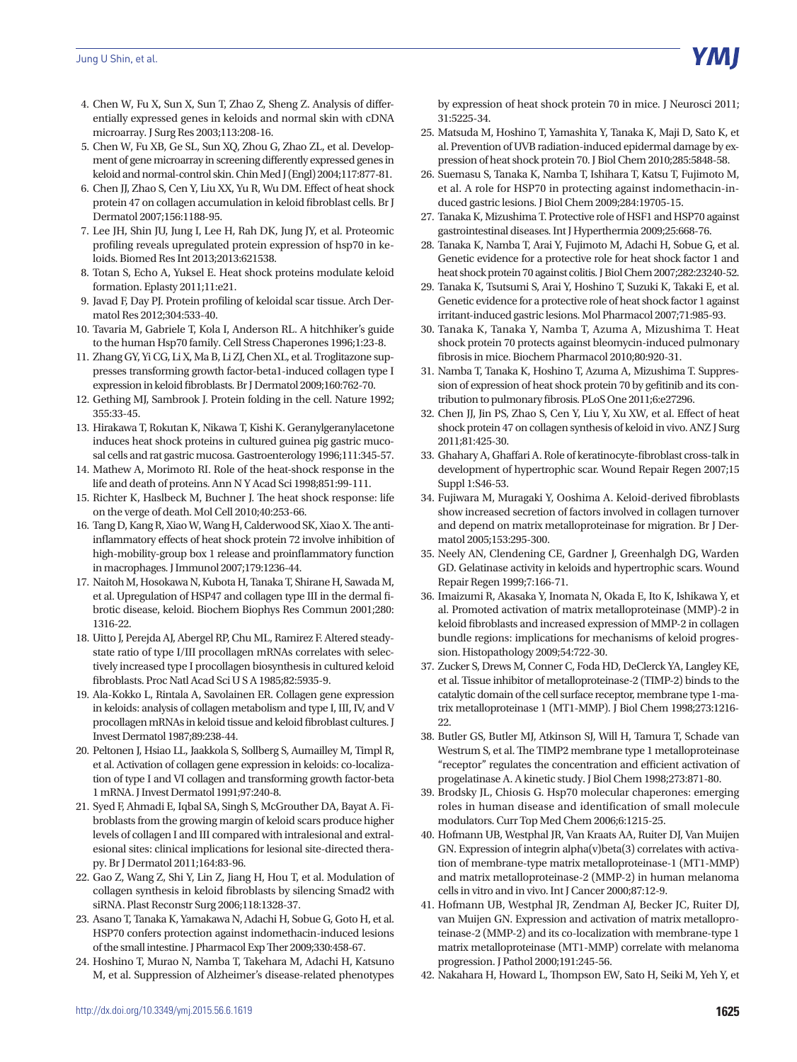4. Chen W, Fu X, Sun X, Sun T, Zhao Z, Sheng Z. Analysis of differentially expressed genes in keloids and normal skin with cDNA microarray. J Surg Res 2003;113:208-16.
5. Chen W, Fu XB, Ge SL, Sun XQ, Zhou G, Zhao ZL, et al. Development of gene microarray in screening differently expressed genes in keloid and normal-control skin. Chin Med J (Engl) 2004;117:877-81.
6. Chen JJ, Zhao S, Cen Y, Liu XX, Yu R, Wu DM. Effect of heat shock protein 47 on collagen accumulation in keloid fibroblast cells. Br J Dermatol 2007;156:1188-95.
7. Lee JH, Shin JU, Jung I, Lee H, Rah DK, Jung JY, et al. Proteomic profiling reveals upregulated protein expression of hsp70 in keloids. Biomed Res Int 2013;2013:621538.
8. Totan S, Echo A, Yuksel E. Heat shock proteins modulate keloid formation. Eplasty 2011;11:e21.
9. Javad F, Day PJ. Protein profiling of keloidal scar tissue. Arch Dermatol Res 2012;304:533-40.
10. Tavaria M, Gabriele T, Kola I, Anderson RL. A hitchhiker's guide to the human Hsp70 family. Cell Stress Chaperones 1996;1:23-8.
11. Zhang GY, Yi CG, Li X, Ma B, Li ZJ, Chen XL, et al. Troglitazone suppresses transforming growth factor-beta1-induced collagen type I expression in keloid fibroblasts. Br J Dermatol 2009;160:762-70.
12. Gething MJ, Sambrook J. Protein folding in the cell. Nature 1992; 355:33-45.
13. Hirakawa T, Rokutan K, Nikawa T, Kishi K. Geranylgeranylacetone induces heat shock proteins in cultured guinea pig gastric mucosal cells and rat gastric mucosa. Gastroenterology 1996;111:345-57.
14. Mathew A, Morimoto RI. Role of the heat-shock response in the life and death of proteins. Ann N Y Acad Sci 1998;851:99-111.
15. Richter K, Haslbeck M, Buchner J. The heat shock response: life on the verge of death. Mol Cell 2010;40:253-66.
16. Tang D, Kang R, Xiao W, Wang H, Calderwood SK, Xiao X. The anti-inflammatory effects of heat shock protein 72 involve inhibition of high-mobility-group box 1 release and proinflammatory function in macrophages. J Immunol 2007;179:1236-44.
17. Naitoh M, Hosokawa N, Kubota H, Tanaka T, Shirane H, Sawada M, et al. Upregulation of HSP47 and collagen type III in the dermal fibrotic disease, keloid. Biochem Biophys Res Commun 2001;280: 1316-22.
18. Uitto J, Perejda AJ, Abergel RP, Chu ML, Ramirez F. Altered steady-state ratio of type I/III procollagen mRNAs correlates with selectively increased type I procollagen biosynthesis in cultured keloid fibroblasts. Proc Natl Acad Sci U S A 1985;82:5935-9.
19. Ala-Kokko L, Rintala A, Savolainen ER. Collagen gene expression in keloids: analysis of collagen metabolism and type I, III, IV, and V procollagen mRNAs in keloid tissue and keloid fibroblast cultures. J Invest Dermatol 1987;89:238-44.
20. Peltonen J, Hsiao LL, Jaakkola S, Sollberg S, Aumailley M, Timpl R, et al. Activation of collagen gene expression in keloids: co-localization of type I and VI collagen and transforming growth factor-beta 1 mRNA. J Invest Dermatol 1991;97:240-8.
21. Syed F, Ahmadi E, Iqbal SA, Singh S, McGrouther DA, Bayat A. Fibroblasts from the growing margin of keloid scars produce higher levels of collagen I and III compared with intralesional and extralesional sites: clinical implications for lesional site-directed therapy. Br J Dermatol 2011;164:83-96.
22. Gao Z, Wang Z, Shi Y, Lin Z, Jiang H, Hou T, et al. Modulation of collagen synthesis in keloid fibroblasts by silencing Smad2 with siRNA. Plast Reconstr Surg 2006;118:1328-37.
23. Asano T, Tanaka K, Yamakawa N, Adachi H, Sobue G, Goto H, et al. HSP70 confers protection against indomethacin-induced lesions of the small intestine. J Pharmacol Exp Ther 2009;330:458-67.
24. Hoshino T, Murao N, Namba T, Takehara M, Adachi H, Katsuno M, et al. Suppression of Alzheimer's disease-related phenotypes by expression of heat shock protein 70 in mice. J Neurosci 2011; 31:5225-34.
25. Matsuda M, Hoshino T, Yamashita Y, Tanaka K, Maji D, Sato K, et al. Prevention of UVB radiation-induced epidermal damage by expression of heat shock protein 70. J Biol Chem 2010;285:5848-58.
26. Suemasu S, Tanaka K, Namba T, Ishihara T, Katsu T, Fujimoto M, et al. A role for HSP70 in protecting against indomethacin-induced gastric lesions. J Biol Chem 2009;284:19705-15.
27. Tanaka K, Mizushima T. Protective role of HSF1 and HSP70 against gastrointestinal diseases. Int J Hyperthermia 2009;25:668-76.
28. Tanaka K, Namba T, Arai Y, Fujimoto M, Adachi H, Sobue G, et al. Genetic evidence for a protective role for heat shock factor 1 and heat shock protein 70 against colitis. J Biol Chem 2007;282:23240-52.
29. Tanaka K, Tsutsumi S, Arai Y, Hoshino T, Suzuki K, Takaki E, et al. Genetic evidence for a protective role of heat shock factor 1 against irritant-induced gastric lesions. Mol Pharmacol 2007;71:985-93.
30. Tanaka K, Tanaka Y, Namba T, Azuma A, Mizushima T. Heat shock protein 70 protects against bleomycin-induced pulmonary fibrosis in mice. Biochem Pharmacol 2010;80:920-31.
31. Namba T, Tanaka K, Hoshino T, Azuma A, Mizushima T. Suppression of expression of heat shock protein 70 by gefitinib and its contribution to pulmonary fibrosis. PLoS One 2011;6:e27296.
32. Chen JJ, Jin PS, Zhao S, Cen Y, Liu Y, Xu XW, et al. Effect of heat shock protein 47 on collagen synthesis of keloid in vivo. ANZ J Surg 2011;81:425-30.
33. Ghahary A, Ghaffari A. Role of keratinocyte-fibroblast cross-talk in development of hypertrophic scar. Wound Repair Regen 2007;15 Suppl 1:S46-53.
34. Fujiwara M, Muragaki Y, Ooshima A. Keloid-derived fibroblasts show increased secretion of factors involved in collagen turnover and depend on matrix metalloproteinase for migration. Br J Dermatol 2005;153:295-300.
35. Neely AN, Clendening CE, Gardner J, Greenhalgh DG, Warden GD. Gelatinase activity in keloids and hypertrophic scars. Wound Repair Regen 1999;7:166-71.
36. Imaizumi R, Akasaka Y, Inomata N, Okada E, Ito K, Ishikawa Y, et al. Promoted activation of matrix metalloproteinase (MMP)-2 in keloid fibroblasts and increased expression of MMP-2 in collagen bundle regions: implications for mechanisms of keloid progression. Histopathology 2009;54:722-30.
37. Zucker S, Drews M, Conner C, Foda HD, DeClerck YA, Langley KE, et al. Tissue inhibitor of metalloproteinase-2 (TIMP-2) binds to the catalytic domain of the cell surface receptor, membrane type 1-matrix metalloproteinase 1 (MT1-MMP). J Biol Chem 1998;273:1216-22.
38. Butler GS, Butler MJ, Atkinson SJ, Will H, Tamura T, Schade van Westrum S, et al. The TIMP2 membrane type 1 metalloproteinase "receptor" regulates the concentration and efficient activation of progelatinase A. A kinetic study. J Biol Chem 1998;273:871-80.
39. Brodsky JL, Chiosis G. Hsp70 molecular chaperones: emerging roles in human disease and identification of small molecule modulators. Curr Top Med Chem 2006;6:1215-25.
40. Hofmann UB, Westphal JR, Van Kraats AA, Ruiter DJ, Van Muijen GN. Expression of integrin alpha(v)beta(3) correlates with activation of membrane-type matrix metalloproteinase-1 (MT1-MMP) and matrix metalloproteinase-2 (MMP-2) in human melanoma cells in vitro and in vivo. Int J Cancer 2000;87:12-9.
41. Hofmann UB, Westphal JR, Zendman AJ, Becker JC, Ruiter DJ, van Muijen GN. Expression and activation of matrix metalloproteinase-2 (MMP-2) and its co-localization with membrane-type 1 matrix metalloproteinase (MT1-MMP) correlate with melanoma progression. J Pathol 2000;191:245-56.
42. Nakahara H, Howard L, Thompson EW, Sato H, Seiki M, Yeh Y, et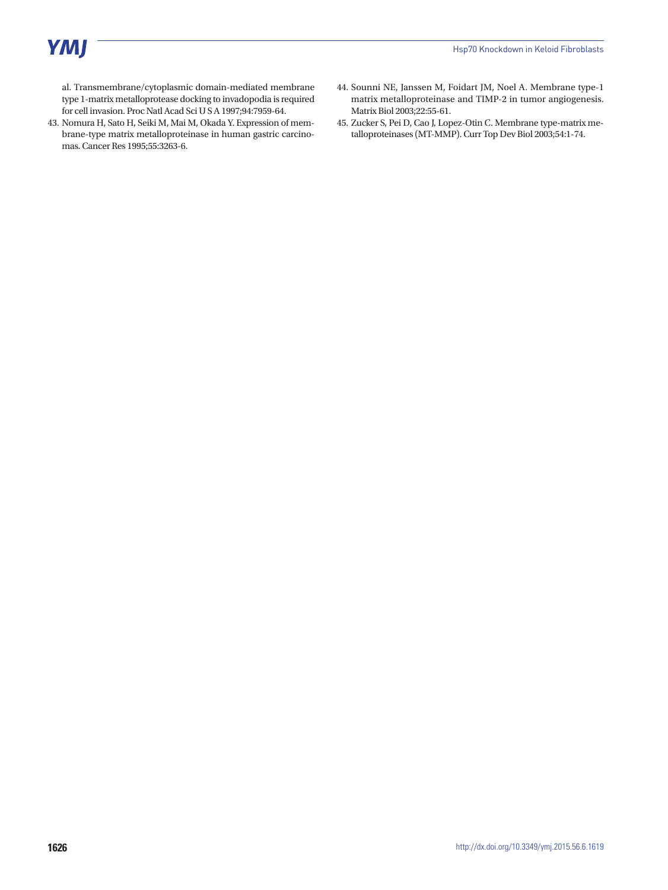al. Transmembrane/cytoplasmic domain-mediated membrane type 1-matrix metalloprotease docking to invadopodia is required for cell invasion. Proc Natl Acad Sci U S A 1997;94:7959-64.

43. Nomura H, Sato H, Seiki M, Mai M, Okada Y. Expression of membrane-type matrix metalloproteinase in human gastric carcinomas. Cancer Res 1995;55:3263-6.

44. Sounni NE, Janssen M, Foidart JM, Noel A. Membrane type-1 matrix metalloproteinase and TIMP-2 in tumor angiogenesis. Matrix Biol 2003;22:55-61.

45. Zucker S, Pei D, Cao J, Lopez-Otin C. Membrane type-matrix metalloproteinases (MT-MMP). Curr Top Dev Biol 2003;54:1-74.